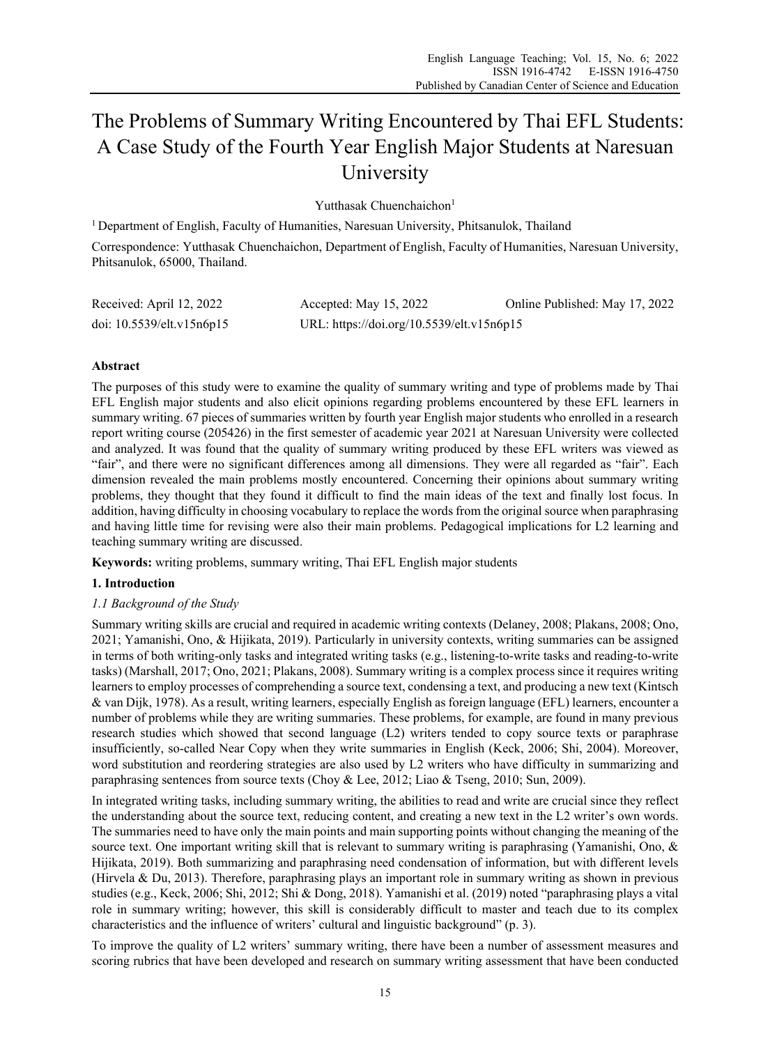# The Problems of Summary Writing Encountered by Thai EFL Students: A Case Study of the Fourth Year English Major Students at Naresuan University

Yutthasak Chuenchaichon[1]

[1] Department of English, Faculty of Humanities, Naresuan University, Phitsanulok, Thailand

Correspondence: Yutthasak Chuenchaichon, Department of English, Faculty of Humanities, Naresuan University, Phitsanulok, 65000, Thailand.

Received: April 12, 2022 Accepted: May 15, 2022 Online Published: May 17, 2022

doi: 10.5539/elt.v15n6p15 URL: https://doi.org/10.5539/elt.v15n6p15

## Abstract

The purposes of this study were to examine the quality of summary writing and type of problems made by Thai EFL English major students and also elicit opinions regarding problems encountered by these EFL learners in summary writing. 67 pieces of summaries written by fourth year English major students who enrolled in a research report writing course (205426) in the first semester of academic year 2021 at Naresuan University were collected and analyzed. It was found that the quality of summary writing produced by these EFL writers was viewed as "fair", and there were no significant differences among all dimensions. They were all regarded as "fair". Each dimension revealed the main problems mostly encountered. Concerning their opinions about summary writing problems, they thought that they found it difficult to find the main ideas of the text and finally lost focus. In addition, having difficulty in choosing vocabulary to replace the words from the original source when paraphrasing and having little time for revising were also their main problems. Pedagogical implications for L2 learning and teaching summary writing are discussed.

**Keywords:** writing problems, summary writing, Thai EFL English major students

## 1. Introduction

### *1.1 Background of the Study*

Summary writing skills are crucial and required in academic writing contexts (Delaney, 2008; Plakans, 2008; Ono, 2021; Yamanishi, Ono, & Hijikata, 2019). Particularly in university contexts, writing summaries can be assigned in terms of both writing-only tasks and integrated writing tasks (e.g., listening-to-write tasks and reading-to-write tasks) (Marshall, 2017; Ono, 2021; Plakans, 2008). Summary writing is a complex process since it requires writing learners to employ processes of comprehending a source text, condensing a text, and producing a new text (Kintsch & van Dijk, 1978). As a result, writing learners, especially English as foreign language (EFL) learners, encounter a number of problems while they are writing summaries. These problems, for example, are found in many previous research studies which showed that second language (L2) writers tended to copy source texts or paraphrase insufficiently, so-called Near Copy when they write summaries in English (Keck, 2006; Shi, 2004). Moreover, word substitution and reordering strategies are also used by L2 writers who have difficulty in summarizing and paraphrasing sentences from source texts (Choy & Lee, 2012; Liao & Tseng, 2010; Sun, 2009).

In integrated writing tasks, including summary writing, the abilities to read and write are crucial since they reflect the understanding about the source text, reducing content, and creating a new text in the L2 writer's own words. The summaries need to have only the main points and main supporting points without changing the meaning of the source text. One important writing skill that is relevant to summary writing is paraphrasing (Yamanishi, Ono, & Hijikata, 2019). Both summarizing and paraphrasing need condensation of information, but with different levels (Hirvela & Du, 2013). Therefore, paraphrasing plays an important role in summary writing as shown in previous studies (e.g., Keck, 2006; Shi, 2012; Shi & Dong, 2018). Yamanishi et al. (2019) noted "paraphrasing plays a vital role in summary writing; however, this skill is considerably difficult to master and teach due to its complex characteristics and the influence of writers' cultural and linguistic background" (p. 3).

To improve the quality of L2 writers' summary writing, there have been a number of assessment measures and scoring rubrics that have been developed and research on summary writing assessment that have been conducted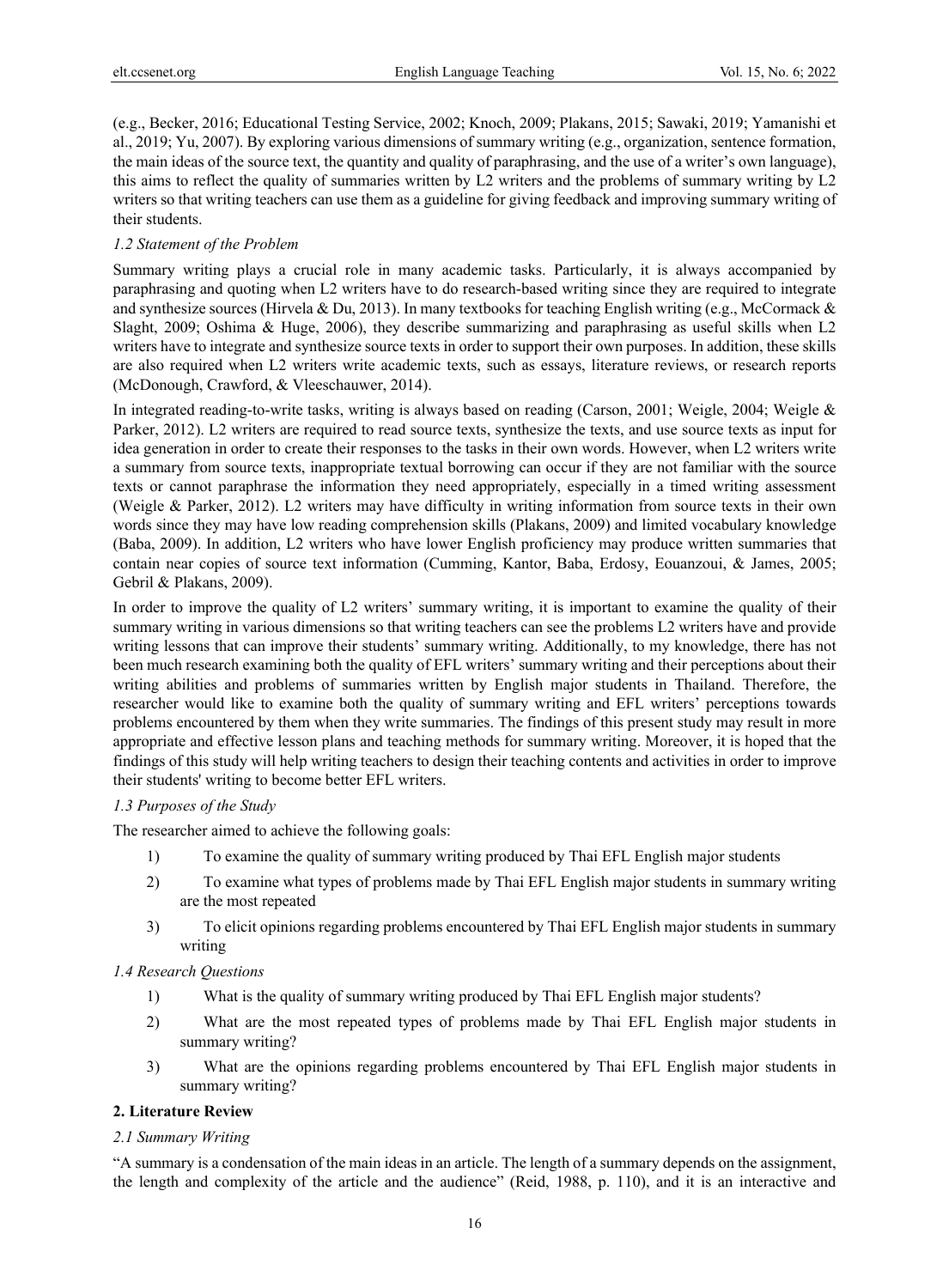(e.g., Becker, 2016; Educational Testing Service, 2002; Knoch, 2009; Plakans, 2015; Sawaki, 2019; Yamanishi et al., 2019; Yu, 2007). By exploring various dimensions of summary writing (e.g., organization, sentence formation, the main ideas of the source text, the quantity and quality of paraphrasing, and the use of a writer's own language), this aims to reflect the quality of summaries written by L2 writers and the problems of summary writing by L2 writers so that writing teachers can use them as a guideline for giving feedback and improving summary writing of their students.

### *1.2 Statement of the Problem*

Summary writing plays a crucial role in many academic tasks. Particularly, it is always accompanied by paraphrasing and quoting when L2 writers have to do research-based writing since they are required to integrate and synthesize sources (Hirvela & Du, 2013). In many textbooks for teaching English writing (e.g., McCormack & Slaght, 2009; Oshima & Huge, 2006), they describe summarizing and paraphrasing as useful skills when L2 writers have to integrate and synthesize source texts in order to support their own purposes. In addition, these skills are also required when L2 writers write academic texts, such as essays, literature reviews, or research reports (McDonough, Crawford, & Vleeschauwer, 2014).

In integrated reading-to-write tasks, writing is always based on reading (Carson, 2001; Weigle, 2004; Weigle & Parker, 2012). L2 writers are required to read source texts, synthesize the texts, and use source texts as input for idea generation in order to create their responses to the tasks in their own words. However, when L2 writers write a summary from source texts, inappropriate textual borrowing can occur if they are not familiar with the source texts or cannot paraphrase the information they need appropriately, especially in a timed writing assessment (Weigle & Parker, 2012). L2 writers may have difficulty in writing information from source texts in their own words since they may have low reading comprehension skills (Plakans, 2009) and limited vocabulary knowledge (Baba, 2009). In addition, L2 writers who have lower English proficiency may produce written summaries that contain near copies of source text information (Cumming, Kantor, Baba, Erdosy, Eouanzoui, & James, 2005; Gebril & Plakans, 2009).

In order to improve the quality of L2 writers' summary writing, it is important to examine the quality of their summary writing in various dimensions so that writing teachers can see the problems L2 writers have and provide writing lessons that can improve their students' summary writing. Additionally, to my knowledge, there has not been much research examining both the quality of EFL writers' summary writing and their perceptions about their writing abilities and problems of summaries written by English major students in Thailand. Therefore, the researcher would like to examine both the quality of summary writing and EFL writers' perceptions towards problems encountered by them when they write summaries. The findings of this present study may result in more appropriate and effective lesson plans and teaching methods for summary writing. Moreover, it is hoped that the findings of this study will help writing teachers to design their teaching contents and activities in order to improve their students' writing to become better EFL writers.

### *1.3 Purposes of the Study*

The researcher aimed to achieve the following goals:

1) To examine the quality of summary writing produced by Thai EFL English major students
2) To examine what types of problems made by Thai EFL English major students in summary writing are the most repeated
3) To elicit opinions regarding problems encountered by Thai EFL English major students in summary writing

### *1.4 Research Questions*

1) What is the quality of summary writing produced by Thai EFL English major students?
2) What are the most repeated types of problems made by Thai EFL English major students in summary writing?
3) What are the opinions regarding problems encountered by Thai EFL English major students in summary writing?

## **2. Literature Review**

### *2.1 Summary Writing*

"A summary is a condensation of the main ideas in an article. The length of a summary depends on the assignment, the length and complexity of the article and the audience" (Reid, 1988, p. 110), and it is an interactive and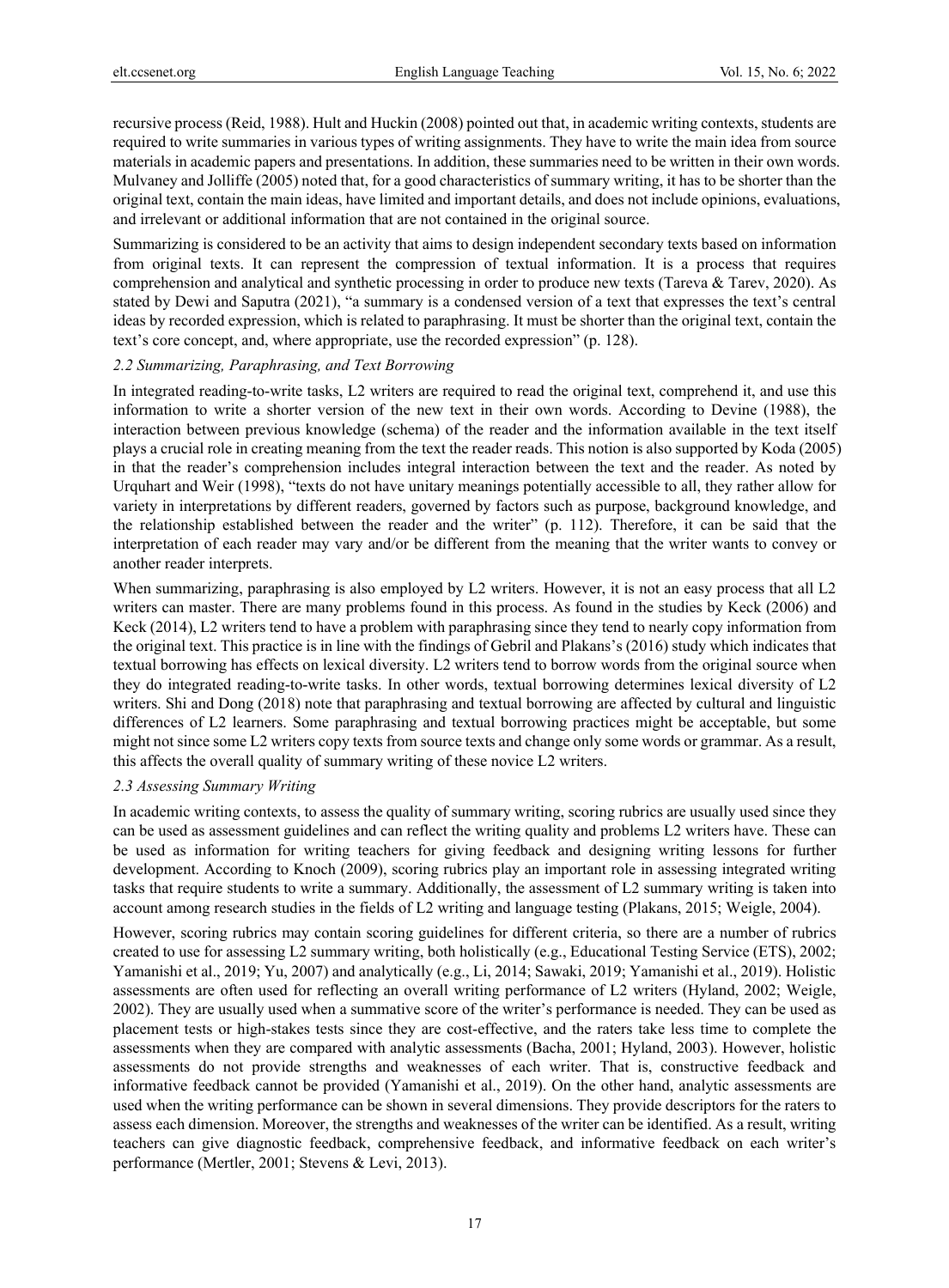recursive process (Reid, 1988). Hult and Huckin (2008) pointed out that, in academic writing contexts, students are required to write summaries in various types of writing assignments. They have to write the main idea from source materials in academic papers and presentations. In addition, these summaries need to be written in their own words. Mulvaney and Jolliffe (2005) noted that, for a good characteristics of summary writing, it has to be shorter than the original text, contain the main ideas, have limited and important details, and does not include opinions, evaluations, and irrelevant or additional information that are not contained in the original source.

Summarizing is considered to be an activity that aims to design independent secondary texts based on information from original texts. It can represent the compression of textual information. It is a process that requires comprehension and analytical and synthetic processing in order to produce new texts (Tareva & Tarev, 2020). As stated by Dewi and Saputra (2021), "a summary is a condensed version of a text that expresses the text's central ideas by recorded expression, which is related to paraphrasing. It must be shorter than the original text, contain the text's core concept, and, where appropriate, use the recorded expression" (p. 128).

### 2.2 Summarizing, Paraphrasing, and Text Borrowing

In integrated reading-to-write tasks, L2 writers are required to read the original text, comprehend it, and use this information to write a shorter version of the new text in their own words. According to Devine (1988), the interaction between previous knowledge (schema) of the reader and the information available in the text itself plays a crucial role in creating meaning from the text the reader reads. This notion is also supported by Koda (2005) in that the reader's comprehension includes integral interaction between the text and the reader. As noted by Urquhart and Weir (1998), "texts do not have unitary meanings potentially accessible to all, they rather allow for variety in interpretations by different readers, governed by factors such as purpose, background knowledge, and the relationship established between the reader and the writer" (p. 112). Therefore, it can be said that the interpretation of each reader may vary and/or be different from the meaning that the writer wants to convey or another reader interprets.

When summarizing, paraphrasing is also employed by L2 writers. However, it is not an easy process that all L2 writers can master. There are many problems found in this process. As found in the studies by Keck (2006) and Keck (2014), L2 writers tend to have a problem with paraphrasing since they tend to nearly copy information from the original text. This practice is in line with the findings of Gebril and Plakans's (2016) study which indicates that textual borrowing has effects on lexical diversity. L2 writers tend to borrow words from the original source when they do integrated reading-to-write tasks. In other words, textual borrowing determines lexical diversity of L2 writers. Shi and Dong (2018) note that paraphrasing and textual borrowing are affected by cultural and linguistic differences of L2 learners. Some paraphrasing and textual borrowing practices might be acceptable, but some might not since some L2 writers copy texts from source texts and change only some words or grammar. As a result, this affects the overall quality of summary writing of these novice L2 writers.

### 2.3 Assessing Summary Writing

In academic writing contexts, to assess the quality of summary writing, scoring rubrics are usually used since they can be used as assessment guidelines and can reflect the writing quality and problems L2 writers have. These can be used as information for writing teachers for giving feedback and designing writing lessons for further development. According to Knoch (2009), scoring rubrics play an important role in assessing integrated writing tasks that require students to write a summary. Additionally, the assessment of L2 summary writing is taken into account among research studies in the fields of L2 writing and language testing (Plakans, 2015; Weigle, 2004).

However, scoring rubrics may contain scoring guidelines for different criteria, so there are a number of rubrics created to use for assessing L2 summary writing, both holistically (e.g., Educational Testing Service (ETS), 2002; Yamanishi et al., 2019; Yu, 2007) and analytically (e.g., Li, 2014; Sawaki, 2019; Yamanishi et al., 2019). Holistic assessments are often used for reflecting an overall writing performance of L2 writers (Hyland, 2002; Weigle, 2002). They are usually used when a summative score of the writer's performance is needed. They can be used as placement tests or high-stakes tests since they are cost-effective, and the raters take less time to complete the assessments when they are compared with analytic assessments (Bacha, 2001; Hyland, 2003). However, holistic assessments do not provide strengths and weaknesses of each writer. That is, constructive feedback and informative feedback cannot be provided (Yamanishi et al., 2019). On the other hand, analytic assessments are used when the writing performance can be shown in several dimensions. They provide descriptors for the raters to assess each dimension. Moreover, the strengths and weaknesses of the writer can be identified. As a result, writing teachers can give diagnostic feedback, comprehensive feedback, and informative feedback on each writer's performance (Mertler, 2001; Stevens & Levi, 2013).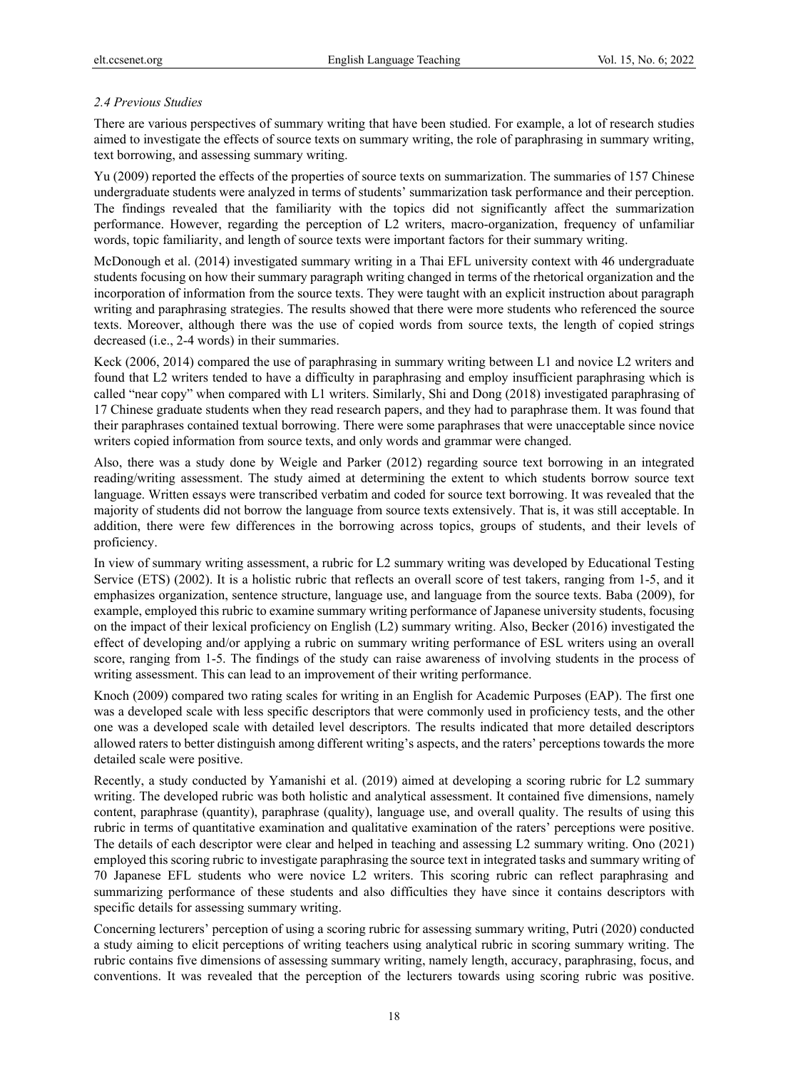### *2.4 Previous Studies*

There are various perspectives of summary writing that have been studied. For example, a lot of research studies aimed to investigate the effects of source texts on summary writing, the role of paraphrasing in summary writing, text borrowing, and assessing summary writing.

Yu (2009) reported the effects of the properties of source texts on summarization. The summaries of 157 Chinese undergraduate students were analyzed in terms of students' summarization task performance and their perception. The findings revealed that the familiarity with the topics did not significantly affect the summarization performance. However, regarding the perception of L2 writers, macro-organization, frequency of unfamiliar words, topic familiarity, and length of source texts were important factors for their summary writing.

McDonough et al. (2014) investigated summary writing in a Thai EFL university context with 46 undergraduate students focusing on how their summary paragraph writing changed in terms of the rhetorical organization and the incorporation of information from the source texts. They were taught with an explicit instruction about paragraph writing and paraphrasing strategies. The results showed that there were more students who referenced the source texts. Moreover, although there was the use of copied words from source texts, the length of copied strings decreased (i.e., 2-4 words) in their summaries.

Keck (2006, 2014) compared the use of paraphrasing in summary writing between L1 and novice L2 writers and found that L2 writers tended to have a difficulty in paraphrasing and employ insufficient paraphrasing which is called "near copy" when compared with L1 writers. Similarly, Shi and Dong (2018) investigated paraphrasing of 17 Chinese graduate students when they read research papers, and they had to paraphrase them. It was found that their paraphrases contained textual borrowing. There were some paraphrases that were unacceptable since novice writers copied information from source texts, and only words and grammar were changed.

Also, there was a study done by Weigle and Parker (2012) regarding source text borrowing in an integrated reading/writing assessment. The study aimed at determining the extent to which students borrow source text language. Written essays were transcribed verbatim and coded for source text borrowing. It was revealed that the majority of students did not borrow the language from source texts extensively. That is, it was still acceptable. In addition, there were few differences in the borrowing across topics, groups of students, and their levels of proficiency.

In view of summary writing assessment, a rubric for L2 summary writing was developed by Educational Testing Service (ETS) (2002). It is a holistic rubric that reflects an overall score of test takers, ranging from 1-5, and it emphasizes organization, sentence structure, language use, and language from the source texts. Baba (2009), for example, employed this rubric to examine summary writing performance of Japanese university students, focusing on the impact of their lexical proficiency on English (L2) summary writing. Also, Becker (2016) investigated the effect of developing and/or applying a rubric on summary writing performance of ESL writers using an overall score, ranging from 1-5. The findings of the study can raise awareness of involving students in the process of writing assessment. This can lead to an improvement of their writing performance.

Knoch (2009) compared two rating scales for writing in an English for Academic Purposes (EAP). The first one was a developed scale with less specific descriptors that were commonly used in proficiency tests, and the other one was a developed scale with detailed level descriptors. The results indicated that more detailed descriptors allowed raters to better distinguish among different writing's aspects, and the raters' perceptions towards the more detailed scale were positive.

Recently, a study conducted by Yamanishi et al. (2019) aimed at developing a scoring rubric for L2 summary writing. The developed rubric was both holistic and analytical assessment. It contained five dimensions, namely content, paraphrase (quantity), paraphrase (quality), language use, and overall quality. The results of using this rubric in terms of quantitative examination and qualitative examination of the raters' perceptions were positive. The details of each descriptor were clear and helped in teaching and assessing L2 summary writing. Ono (2021) employed this scoring rubric to investigate paraphrasing the source text in integrated tasks and summary writing of 70 Japanese EFL students who were novice L2 writers. This scoring rubric can reflect paraphrasing and summarizing performance of these students and also difficulties they have since it contains descriptors with specific details for assessing summary writing.

Concerning lecturers' perception of using a scoring rubric for assessing summary writing, Putri (2020) conducted a study aiming to elicit perceptions of writing teachers using analytical rubric in scoring summary writing. The rubric contains five dimensions of assessing summary writing, namely length, accuracy, paraphrasing, focus, and conventions. It was revealed that the perception of the lecturers towards using scoring rubric was positive.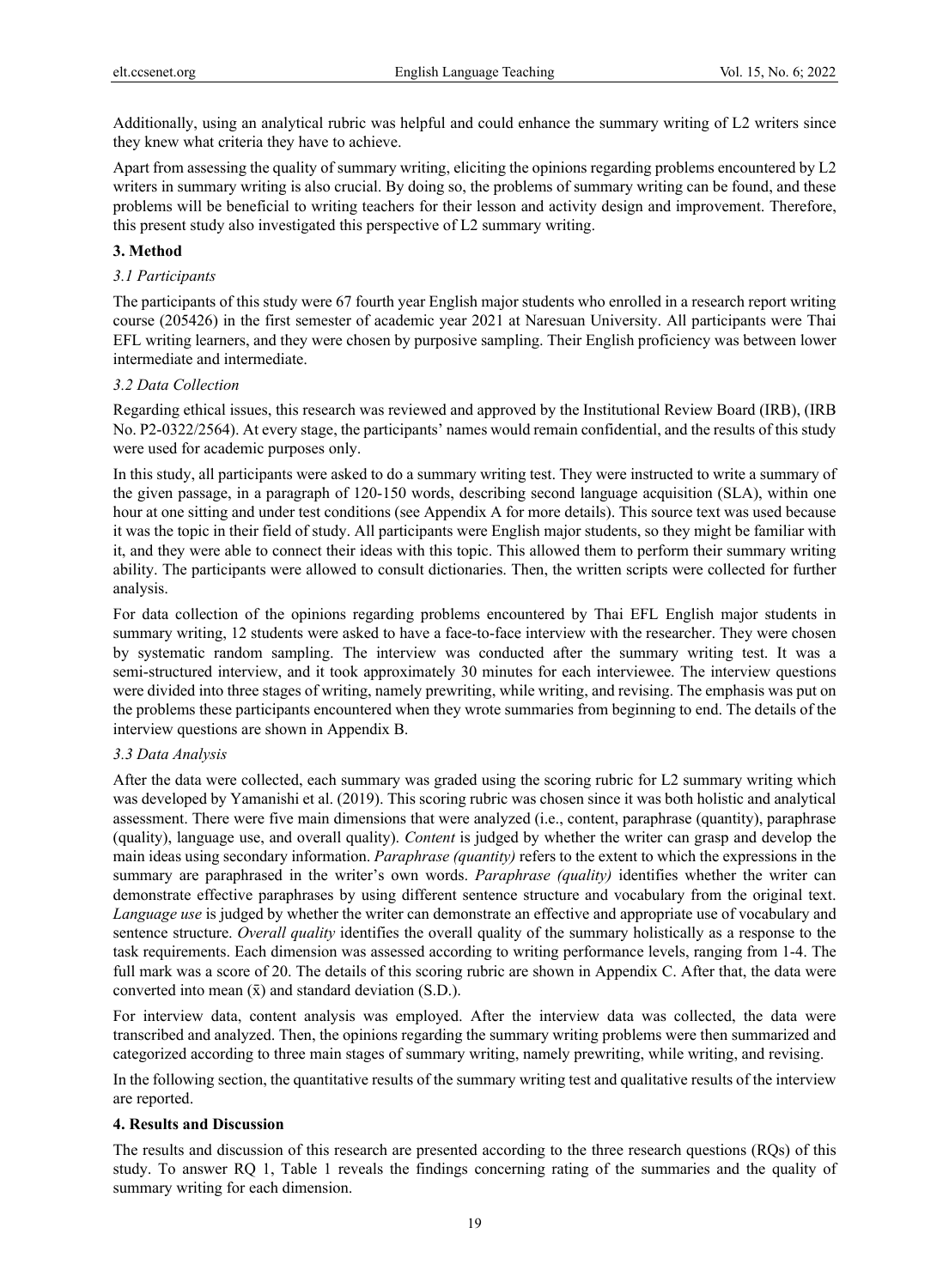Additionally, using an analytical rubric was helpful and could enhance the summary writing of L2 writers since they knew what criteria they have to achieve.

Apart from assessing the quality of summary writing, eliciting the opinions regarding problems encountered by L2 writers in summary writing is also crucial. By doing so, the problems of summary writing can be found, and these problems will be beneficial to writing teachers for their lesson and activity design and improvement. Therefore, this present study also investigated this perspective of L2 summary writing.

## 3. Method

### *3.1 Participants*

The participants of this study were 67 fourth year English major students who enrolled in a research report writing course (205426) in the first semester of academic year 2021 at Naresuan University. All participants were Thai EFL writing learners, and they were chosen by purposive sampling. Their English proficiency was between lower intermediate and intermediate.

### *3.2 Data Collection*

Regarding ethical issues, this research was reviewed and approved by the Institutional Review Board (IRB), (IRB No. P2-0322/2564). At every stage, the participants' names would remain confidential, and the results of this study were used for academic purposes only.

In this study, all participants were asked to do a summary writing test. They were instructed to write a summary of the given passage, in a paragraph of 120-150 words, describing second language acquisition (SLA), within one hour at one sitting and under test conditions (see Appendix A for more details). This source text was used because it was the topic in their field of study. All participants were English major students, so they might be familiar with it, and they were able to connect their ideas with this topic. This allowed them to perform their summary writing ability. The participants were allowed to consult dictionaries. Then, the written scripts were collected for further analysis.

For data collection of the opinions regarding problems encountered by Thai EFL English major students in summary writing, 12 students were asked to have a face-to-face interview with the researcher. They were chosen by systematic random sampling. The interview was conducted after the summary writing test. It was a semi-structured interview, and it took approximately 30 minutes for each interviewee. The interview questions were divided into three stages of writing, namely prewriting, while writing, and revising. The emphasis was put on the problems these participants encountered when they wrote summaries from beginning to end. The details of the interview questions are shown in Appendix B.

### *3.3 Data Analysis*

After the data were collected, each summary was graded using the scoring rubric for L2 summary writing which was developed by Yamanishi et al. (2019). This scoring rubric was chosen since it was both holistic and analytical assessment. There were five main dimensions that were analyzed (i.e., content, paraphrase (quantity), paraphrase (quality), language use, and overall quality). *Content* is judged by whether the writer can grasp and develop the main ideas using secondary information. *Paraphrase (quantity)* refers to the extent to which the expressions in the summary are paraphrased in the writer's own words. *Paraphrase (quality)* identifies whether the writer can demonstrate effective paraphrases by using different sentence structure and vocabulary from the original text. *Language use* is judged by whether the writer can demonstrate an effective and appropriate use of vocabulary and sentence structure. *Overall quality* identifies the overall quality of the summary holistically as a response to the task requirements. Each dimension was assessed according to writing performance levels, ranging from 1-4. The full mark was a score of 20. The details of this scoring rubric are shown in Appendix C. After that, the data were converted into mean ($\bar{x}$) and standard deviation (S.D.).

For interview data, content analysis was employed. After the interview data was collected, the data were transcribed and analyzed. Then, the opinions regarding the summary writing problems were then summarized and categorized according to three main stages of summary writing, namely prewriting, while writing, and revising.

In the following section, the quantitative results of the summary writing test and qualitative results of the interview are reported.

## 4. Results and Discussion

The results and discussion of this research are presented according to the three research questions (RQs) of this study. To answer RQ 1, Table 1 reveals the findings concerning rating of the summaries and the quality of summary writing for each dimension.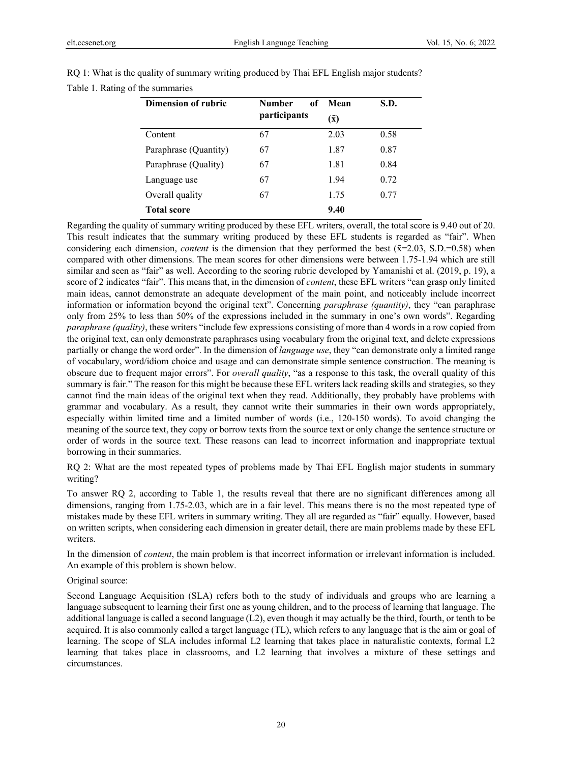RQ 1: What is the quality of summary writing produced by Thai EFL English major students?

Table 1. Rating of the summaries

| Dimension of rubric | Number of participants | Mean ($\bar{x}$) | S.D. |
|---|---|---|---|
| Content | 67 | 2.03 | 0.58 |
| Paraphrase (Quantity) | 67 | 1.87 | 0.87 |
| Paraphrase (Quality) | 67 | 1.81 | 0.84 |
| Language use | 67 | 1.94 | 0.72 |
| Overall quality | 67 | 1.75 | 0.77 |
| **Total score** | | **9.40** | |

Regarding the quality of summary writing produced by these EFL writers, overall, the total score is 9.40 out of 20. This result indicates that the summary writing produced by these EFL students is regarded as "fair". When considering each dimension, *content* is the dimension that they performed the best ($\bar{x}$=2.03, S.D.=0.58) when compared with other dimensions. The mean scores for other dimensions were between 1.75-1.94 which are still similar and seen as "fair" as well. According to the scoring rubric developed by Yamanishi et al. (2019, p. 19), a score of 2 indicates "fair". This means that, in the dimension of *content*, these EFL writers "can grasp only limited main ideas, cannot demonstrate an adequate development of the main point, and noticeably include incorrect information or information beyond the original text". Concerning *paraphrase (quantity)*, they "can paraphrase only from 25% to less than 50% of the expressions included in the summary in one's own words". Regarding *paraphrase (quality)*, these writers "include few expressions consisting of more than 4 words in a row copied from the original text, can only demonstrate paraphrases using vocabulary from the original text, and delete expressions partially or change the word order". In the dimension of *language use*, they "can demonstrate only a limited range of vocabulary, word/idiom choice and usage and can demonstrate simple sentence construction. The meaning is obscure due to frequent major errors". For *overall quality*, "as a response to this task, the overall quality of this summary is fair." The reason for this might be because these EFL writers lack reading skills and strategies, so they cannot find the main ideas of the original text when they read. Additionally, they probably have problems with grammar and vocabulary. As a result, they cannot write their summaries in their own words appropriately, especially within limited time and a limited number of words (i.e., 120-150 words). To avoid changing the meaning of the source text, they copy or borrow texts from the source text or only change the sentence structure or order of words in the source text. These reasons can lead to incorrect information and inappropriate textual borrowing in their summaries.

RQ 2: What are the most repeated types of problems made by Thai EFL English major students in summary writing?

To answer RQ 2, according to Table 1, the results reveal that there are no significant differences among all dimensions, ranging from 1.75-2.03, which are in a fair level. This means there is no the most repeated type of mistakes made by these EFL writers in summary writing. They all are regarded as "fair" equally. However, based on written scripts, when considering each dimension in greater detail, there are main problems made by these EFL writers.

In the dimension of *content*, the main problem is that incorrect information or irrelevant information is included. An example of this problem is shown below.

Original source:

Second Language Acquisition (SLA) refers both to the study of individuals and groups who are learning a language subsequent to learning their first one as young children, and to the process of learning that language. The additional language is called a second language (L2), even though it may actually be the third, fourth, or tenth to be acquired. It is also commonly called a target language (TL), which refers to any language that is the aim or goal of learning. The scope of SLA includes informal L2 learning that takes place in naturalistic contexts, formal L2 learning that takes place in classrooms, and L2 learning that involves a mixture of these settings and circumstances.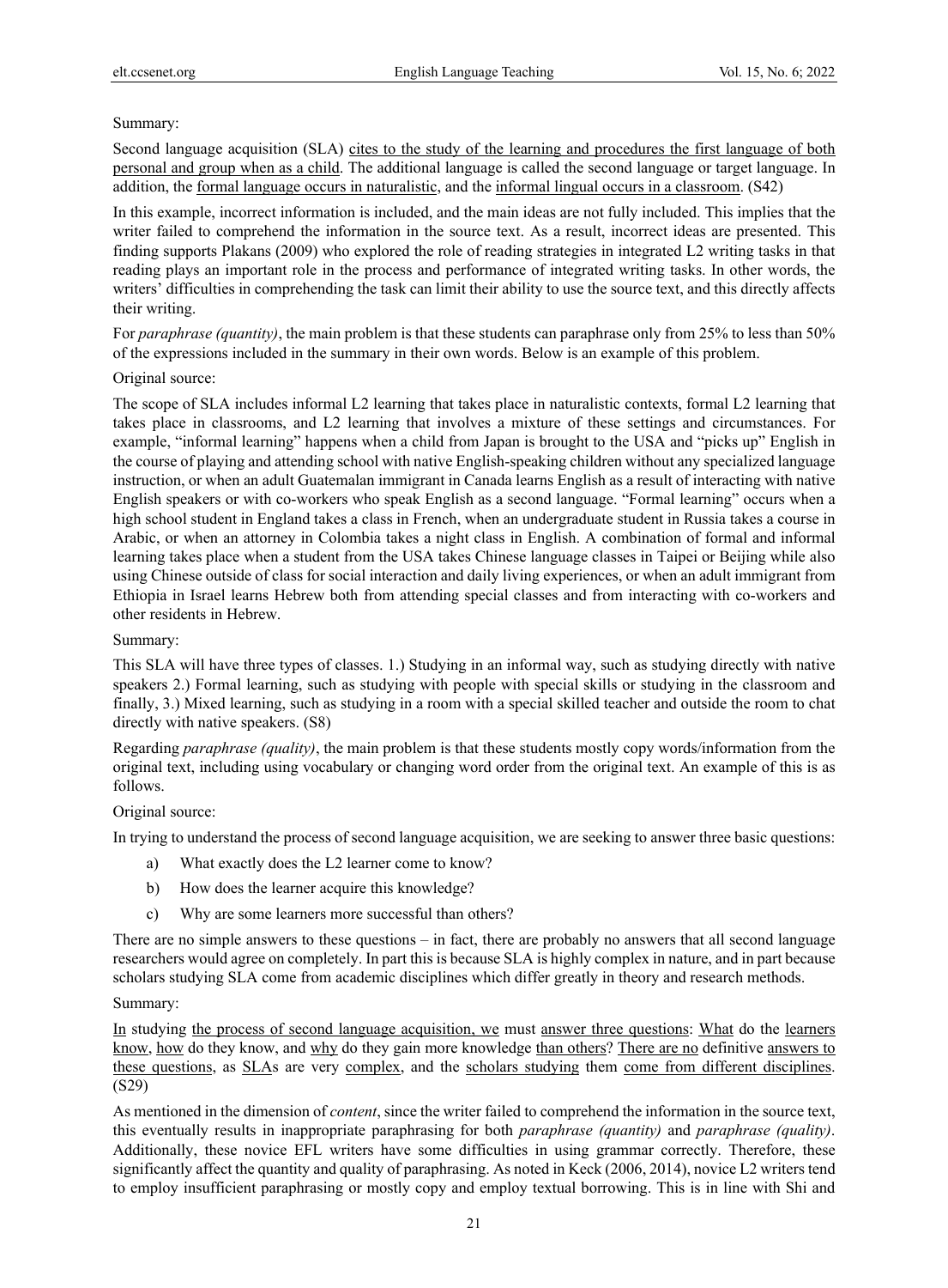Summary:

Second language acquisition (SLA) <u>cites to the study of the learning and procedures the first language of both personal and group when as a child</u>. The additional language is called the second language or target language. In addition, the <u>formal language occurs in naturalistic</u>, and the <u>informal lingual occurs in a classroom</u>. (S42)

In this example, incorrect information is included, and the main ideas are not fully included. This implies that the writer failed to comprehend the information in the source text. As a result, incorrect ideas are presented. This finding supports Plakans (2009) who explored the role of reading strategies in integrated L2 writing tasks in that reading plays an important role in the process and performance of integrated writing tasks. In other words, the writers' difficulties in comprehending the task can limit their ability to use the source text, and this directly affects their writing.

For *paraphrase (quantity)*, the main problem is that these students can paraphrase only from 25% to less than 50% of the expressions included in the summary in their own words. Below is an example of this problem.

Original source:

The scope of SLA includes informal L2 learning that takes place in naturalistic contexts, formal L2 learning that takes place in classrooms, and L2 learning that involves a mixture of these settings and circumstances. For example, "informal learning" happens when a child from Japan is brought to the USA and "picks up" English in the course of playing and attending school with native English-speaking children without any specialized language instruction, or when an adult Guatemalan immigrant in Canada learns English as a result of interacting with native English speakers or with co-workers who speak English as a second language. "Formal learning" occurs when a high school student in England takes a class in French, when an undergraduate student in Russia takes a course in Arabic, or when an attorney in Colombia takes a night class in English. A combination of formal and informal learning takes place when a student from the USA takes Chinese language classes in Taipei or Beijing while also using Chinese outside of class for social interaction and daily living experiences, or when an adult immigrant from Ethiopia in Israel learns Hebrew both from attending special classes and from interacting with co-workers and other residents in Hebrew.

Summary:

This SLA will have three types of classes. 1.) Studying in an informal way, such as studying directly with native speakers 2.) Formal learning, such as studying with people with special skills or studying in the classroom and finally, 3.) Mixed learning, such as studying in a room with a special skilled teacher and outside the room to chat directly with native speakers. (S8)

Regarding *paraphrase (quality)*, the main problem is that these students mostly copy words/information from the original text, including using vocabulary or changing word order from the original text. An example of this is as follows.

Original source:

In trying to understand the process of second language acquisition, we are seeking to answer three basic questions:

a) What exactly does the L2 learner come to know?

b) How does the learner acquire this knowledge?

c) Why are some learners more successful than others?

There are no simple answers to these questions – in fact, there are probably no answers that all second language researchers would agree on completely. In part this is because SLA is highly complex in nature, and in part because scholars studying SLA come from academic disciplines which differ greatly in theory and research methods.

Summary:

<u>In</u> studying <u>the process of second language acquisition, we</u> must <u>answer three questions</u>: <u>What</u> do the <u>learners know</u>, <u>how</u> do they know, and <u>why</u> do they gain more knowledge <u>than others</u>? <u>There are no</u> definitive <u>answers to these questions</u>, as <u>SLA</u>s are very <u>complex</u>, and the <u>scholars studying</u> them <u>come from different disciplines</u>. (S29)

As mentioned in the dimension of *content*, since the writer failed to comprehend the information in the source text, this eventually results in inappropriate paraphrasing for both *paraphrase (quantity)* and *paraphrase (quality)*. Additionally, these novice EFL writers have some difficulties in using grammar correctly. Therefore, these significantly affect the quantity and quality of paraphrasing. As noted in Keck (2006, 2014), novice L2 writers tend to employ insufficient paraphrasing or mostly copy and employ textual borrowing. This is in line with Shi and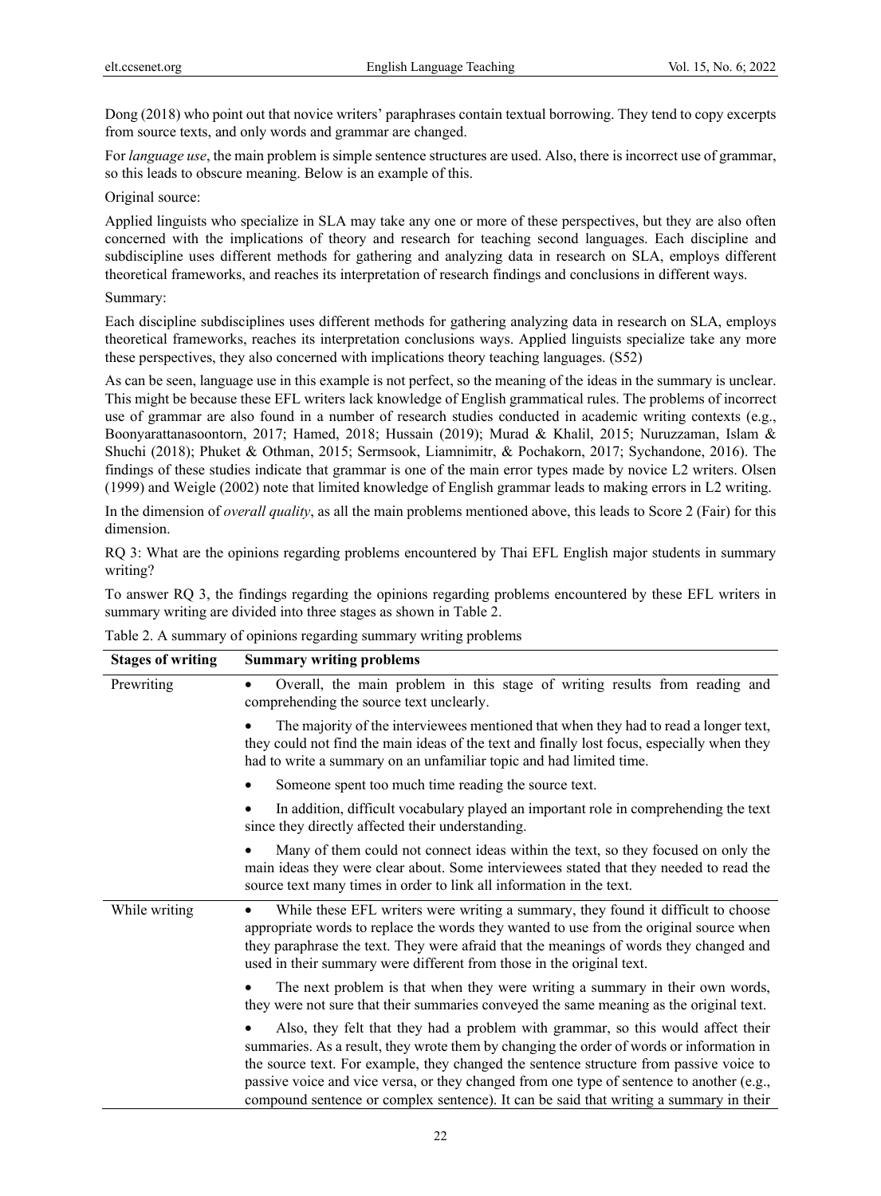Dong (2018) who point out that novice writers' paraphrases contain textual borrowing. They tend to copy excerpts from source texts, and only words and grammar are changed.

For *language use*, the main problem is simple sentence structures are used. Also, there is incorrect use of grammar, so this leads to obscure meaning. Below is an example of this.

Original source:

Applied linguists who specialize in SLA may take any one or more of these perspectives, but they are also often concerned with the implications of theory and research for teaching second languages. Each discipline and subdiscipline uses different methods for gathering and analyzing data in research on SLA, employs different theoretical frameworks, and reaches its interpretation of research findings and conclusions in different ways.

Summary:

Each discipline subdisciplines uses different methods for gathering analyzing data in research on SLA, employs theoretical frameworks, reaches its interpretation conclusions ways. Applied linguists specialize take any more these perspectives, they also concerned with implications theory teaching languages. (S52)

As can be seen, language use in this example is not perfect, so the meaning of the ideas in the summary is unclear. This might be because these EFL writers lack knowledge of English grammatical rules. The problems of incorrect use of grammar are also found in a number of research studies conducted in academic writing contexts (e.g., Boonyarattanasoontorn, 2017; Hamed, 2018; Hussain (2019); Murad & Khalil, 2015; Nuruzzaman, Islam & Shuchi (2018); Phuket & Othman, 2015; Sermsook, Liamnimitr, & Pochakorn, 2017; Sychandone, 2016). The findings of these studies indicate that grammar is one of the main error types made by novice L2 writers. Olsen (1999) and Weigle (2002) note that limited knowledge of English grammar leads to making errors in L2 writing.

In the dimension of *overall quality*, as all the main problems mentioned above, this leads to Score 2 (Fair) for this dimension.

RQ 3: What are the opinions regarding problems encountered by Thai EFL English major students in summary writing?

To answer RQ 3, the findings regarding the opinions regarding problems encountered by these EFL writers in summary writing are divided into three stages as shown in Table 2.

Table 2. A summary of opinions regarding summary writing problems

| Stages of writing | Summary writing problems |
|---|---|
| Prewriting | • Overall, the main problem in this stage of writing results from reading and comprehending the source text unclearly. |
| | • The majority of the interviewees mentioned that when they had to read a longer text, they could not find the main ideas of the text and finally lost focus, especially when they had to write a summary on an unfamiliar topic and had limited time. |
| | • Someone spent too much time reading the source text. |
| | • In addition, difficult vocabulary played an important role in comprehending the text since they directly affected their understanding. |
| | • Many of them could not connect ideas within the text, so they focused on only the main ideas they were clear about. Some interviewees stated that they needed to read the source text many times in order to link all information in the text. |
| While writing | • While these EFL writers were writing a summary, they found it difficult to choose appropriate words to replace the words they wanted to use from the original source when they paraphrase the text. They were afraid that the meanings of words they changed and used in their summary were different from those in the original text. |
| | • The next problem is that when they were writing a summary in their own words, they were not sure that their summaries conveyed the same meaning as the original text. |
| | • Also, they felt that they had a problem with grammar, so this would affect their summaries. As a result, they wrote them by changing the order of words or information in the source text. For example, they changed the sentence structure from passive voice to passive voice and vice versa, or they changed from one type of sentence to another (e.g., compound sentence or complex sentence). It can be said that writing a summary in their |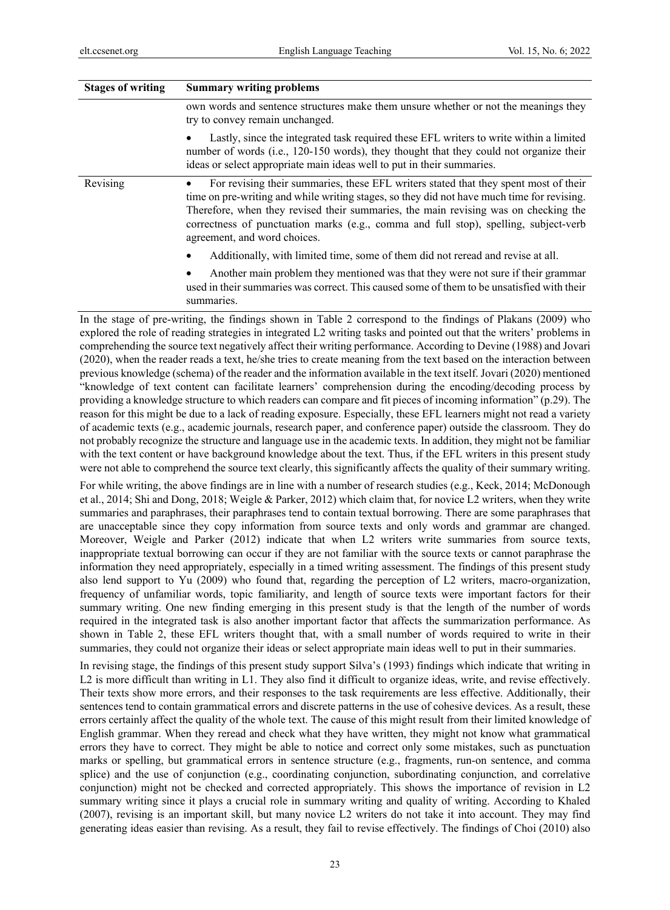| Stages of writing | Summary writing problems |
|---|---|
| | own words and sentence structures make them unsure whether or not the meanings they try to convey remain unchanged.<br>• Lastly, since the integrated task required these EFL writers to write within a limited number of words (i.e., 120-150 words), they thought that they could not organize their ideas or select appropriate main ideas well to put in their summaries. |
| Revising | • For revising their summaries, these EFL writers stated that they spent most of their time on pre-writing and while writing stages, so they did not have much time for revising. Therefore, when they revised their summaries, the main revising was on checking the correctness of punctuation marks (e.g., comma and full stop), spelling, subject-verb agreement, and word choices.<br>• Additionally, with limited time, some of them did not reread and revise at all.<br>• Another main problem they mentioned was that they were not sure if their grammar used in their summaries was correct. This caused some of them to be unsatisfied with their summaries. |

In the stage of pre-writing, the findings shown in Table 2 correspond to the findings of Plakans (2009) who explored the role of reading strategies in integrated L2 writing tasks and pointed out that the writers' problems in comprehending the source text negatively affect their writing performance. According to Devine (1988) and Jovari (2020), when the reader reads a text, he/she tries to create meaning from the text based on the interaction between previous knowledge (schema) of the reader and the information available in the text itself. Jovari (2020) mentioned "knowledge of text content can facilitate learners' comprehension during the encoding/decoding process by providing a knowledge structure to which readers can compare and fit pieces of incoming information" (p.29). The reason for this might be due to a lack of reading exposure. Especially, these EFL learners might not read a variety of academic texts (e.g., academic journals, research paper, and conference paper) outside the classroom. They do not probably recognize the structure and language use in the academic texts. In addition, they might not be familiar with the text content or have background knowledge about the text. Thus, if the EFL writers in this present study were not able to comprehend the source text clearly, this significantly affects the quality of their summary writing.

For while writing, the above findings are in line with a number of research studies (e.g., Keck, 2014; McDonough et al., 2014; Shi and Dong, 2018; Weigle & Parker, 2012) which claim that, for novice L2 writers, when they write summaries and paraphrases, their paraphrases tend to contain textual borrowing. There are some paraphrases that are unacceptable since they copy information from source texts and only words and grammar are changed. Moreover, Weigle and Parker (2012) indicate that when L2 writers write summaries from source texts, inappropriate textual borrowing can occur if they are not familiar with the source texts or cannot paraphrase the information they need appropriately, especially in a timed writing assessment. The findings of this present study also lend support to Yu (2009) who found that, regarding the perception of L2 writers, macro-organization, frequency of unfamiliar words, topic familiarity, and length of source texts were important factors for their summary writing. One new finding emerging in this present study is that the length of the number of words required in the integrated task is also another important factor that affects the summarization performance. As shown in Table 2, these EFL writers thought that, with a small number of words required to write in their summaries, they could not organize their ideas or select appropriate main ideas well to put in their summaries.

In revising stage, the findings of this present study support Silva's (1993) findings which indicate that writing in L2 is more difficult than writing in L1. They also find it difficult to organize ideas, write, and revise effectively. Their texts show more errors, and their responses to the task requirements are less effective. Additionally, their sentences tend to contain grammatical errors and discrete patterns in the use of cohesive devices. As a result, these errors certainly affect the quality of the whole text. The cause of this might result from their limited knowledge of English grammar. When they reread and check what they have written, they might not know what grammatical errors they have to correct. They might be able to notice and correct only some mistakes, such as punctuation marks or spelling, but grammatical errors in sentence structure (e.g., fragments, run-on sentence, and comma splice) and the use of conjunction (e.g., coordinating conjunction, subordinating conjunction, and correlative conjunction) might not be checked and corrected appropriately. This shows the importance of revision in L2 summary writing since it plays a crucial role in summary writing and quality of writing. According to Khaled (2007), revising is an important skill, but many novice L2 writers do not take it into account. They may find generating ideas easier than revising. As a result, they fail to revise effectively. The findings of Choi (2010) also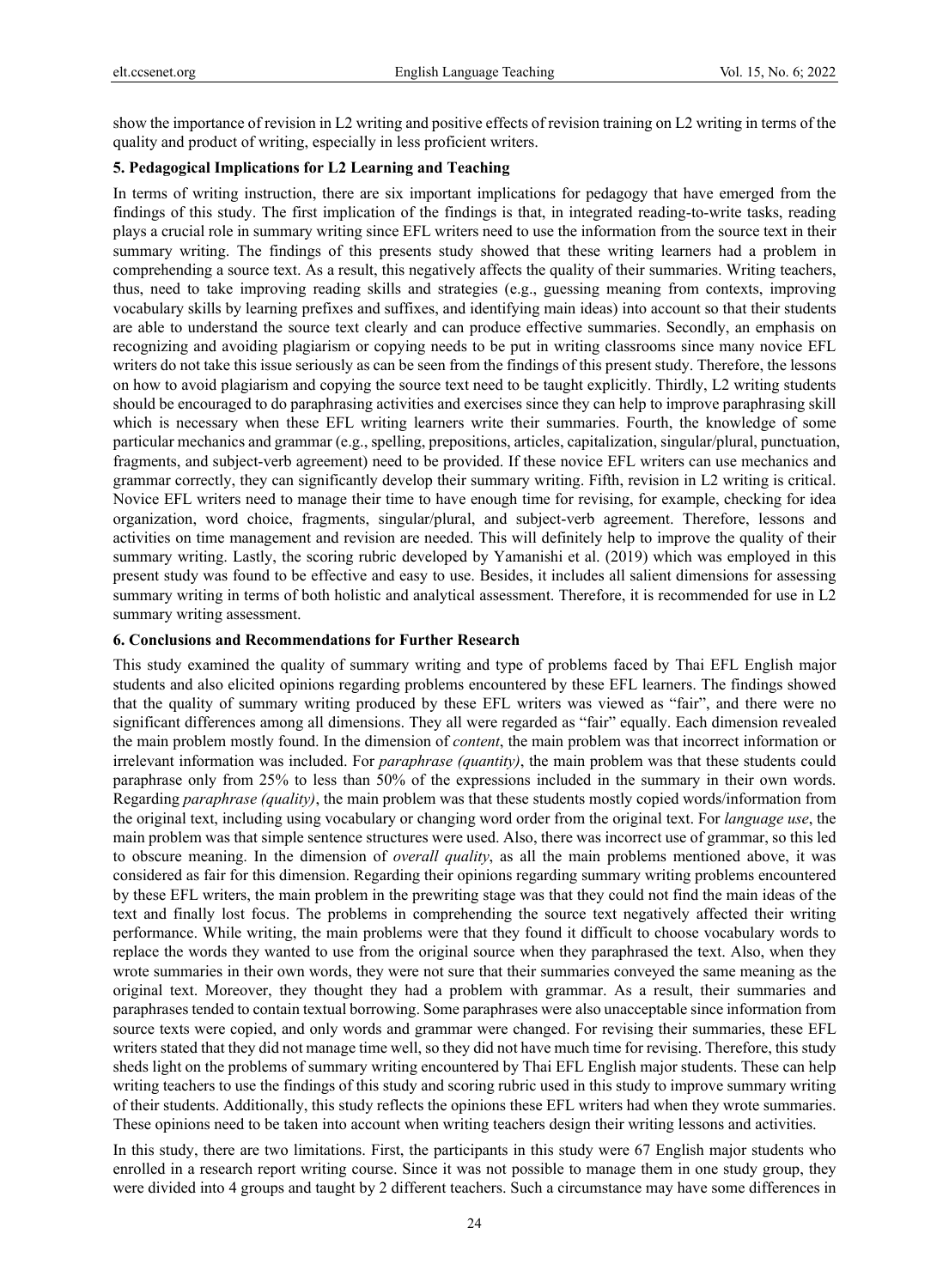show the importance of revision in L2 writing and positive effects of revision training on L2 writing in terms of the quality and product of writing, especially in less proficient writers.

## 5. Pedagogical Implications for L2 Learning and Teaching

In terms of writing instruction, there are six important implications for pedagogy that have emerged from the findings of this study. The first implication of the findings is that, in integrated reading-to-write tasks, reading plays a crucial role in summary writing since EFL writers need to use the information from the source text in their summary writing. The findings of this presents study showed that these writing learners had a problem in comprehending a source text. As a result, this negatively affects the quality of their summaries. Writing teachers, thus, need to take improving reading skills and strategies (e.g., guessing meaning from contexts, improving vocabulary skills by learning prefixes and suffixes, and identifying main ideas) into account so that their students are able to understand the source text clearly and can produce effective summaries. Secondly, an emphasis on recognizing and avoiding plagiarism or copying needs to be put in writing classrooms since many novice EFL writers do not take this issue seriously as can be seen from the findings of this present study. Therefore, the lessons on how to avoid plagiarism and copying the source text need to be taught explicitly. Thirdly, L2 writing students should be encouraged to do paraphrasing activities and exercises since they can help to improve paraphrasing skill which is necessary when these EFL writing learners write their summaries. Fourth, the knowledge of some particular mechanics and grammar (e.g., spelling, prepositions, articles, capitalization, singular/plural, punctuation, fragments, and subject-verb agreement) need to be provided. If these novice EFL writers can use mechanics and grammar correctly, they can significantly develop their summary writing. Fifth, revision in L2 writing is critical. Novice EFL writers need to manage their time to have enough time for revising, for example, checking for idea organization, word choice, fragments, singular/plural, and subject-verb agreement. Therefore, lessons and activities on time management and revision are needed. This will definitely help to improve the quality of their summary writing. Lastly, the scoring rubric developed by Yamanishi et al. (2019) which was employed in this present study was found to be effective and easy to use. Besides, it includes all salient dimensions for assessing summary writing in terms of both holistic and analytical assessment. Therefore, it is recommended for use in L2 summary writing assessment.

## 6. Conclusions and Recommendations for Further Research

This study examined the quality of summary writing and type of problems faced by Thai EFL English major students and also elicited opinions regarding problems encountered by these EFL learners. The findings showed that the quality of summary writing produced by these EFL writers was viewed as "fair", and there were no significant differences among all dimensions. They all were regarded as "fair" equally. Each dimension revealed the main problem mostly found. In the dimension of *content*, the main problem was that incorrect information or irrelevant information was included. For *paraphrase (quantity)*, the main problem was that these students could paraphrase only from 25% to less than 50% of the expressions included in the summary in their own words. Regarding *paraphrase (quality)*, the main problem was that these students mostly copied words/information from the original text, including using vocabulary or changing word order from the original text. For *language use*, the main problem was that simple sentence structures were used. Also, there was incorrect use of grammar, so this led to obscure meaning. In the dimension of *overall quality*, as all the main problems mentioned above, it was considered as fair for this dimension. Regarding their opinions regarding summary writing problems encountered by these EFL writers, the main problem in the prewriting stage was that they could not find the main ideas of the text and finally lost focus. The problems in comprehending the source text negatively affected their writing performance. While writing, the main problems were that they found it difficult to choose vocabulary words to replace the words they wanted to use from the original source when they paraphrased the text. Also, when they wrote summaries in their own words, they were not sure that their summaries conveyed the same meaning as the original text. Moreover, they thought they had a problem with grammar. As a result, their summaries and paraphrases tended to contain textual borrowing. Some paraphrases were also unacceptable since information from source texts were copied, and only words and grammar were changed. For revising their summaries, these EFL writers stated that they did not manage time well, so they did not have much time for revising. Therefore, this study sheds light on the problems of summary writing encountered by Thai EFL English major students. These can help writing teachers to use the findings of this study and scoring rubric used in this study to improve summary writing of their students. Additionally, this study reflects the opinions these EFL writers had when they wrote summaries. These opinions need to be taken into account when writing teachers design their writing lessons and activities.

In this study, there are two limitations. First, the participants in this study were 67 English major students who enrolled in a research report writing course. Since it was not possible to manage them in one study group, they were divided into 4 groups and taught by 2 different teachers. Such a circumstance may have some differences in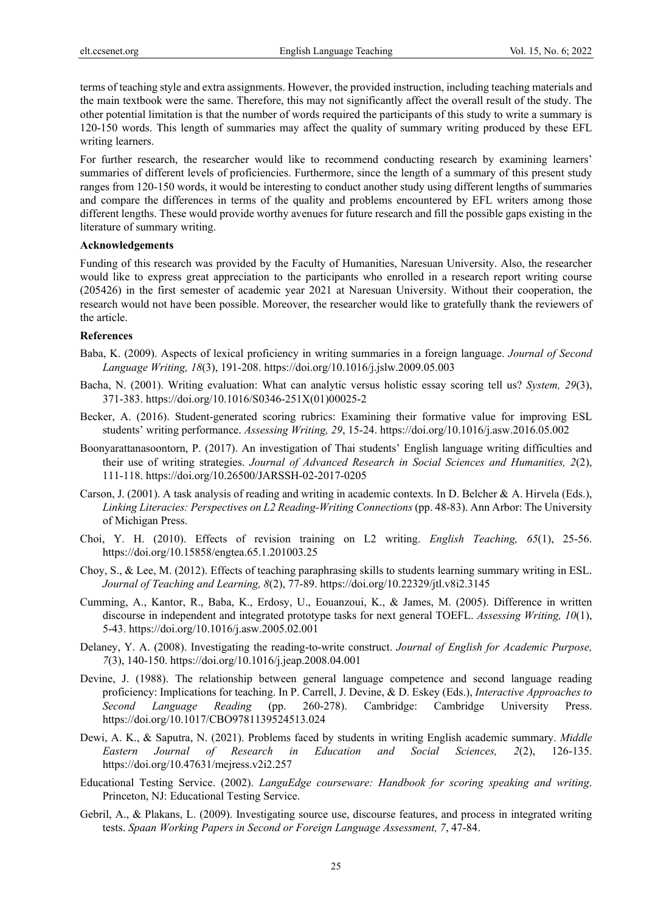terms of teaching style and extra assignments. However, the provided instruction, including teaching materials and the main textbook were the same. Therefore, this may not significantly affect the overall result of the study. The other potential limitation is that the number of words required the participants of this study to write a summary is 120-150 words. This length of summaries may affect the quality of summary writing produced by these EFL writing learners.

For further research, the researcher would like to recommend conducting research by examining learners' summaries of different levels of proficiencies. Furthermore, since the length of a summary of this present study ranges from 120-150 words, it would be interesting to conduct another study using different lengths of summaries and compare the differences in terms of the quality and problems encountered by EFL writers among those different lengths. These would provide worthy avenues for future research and fill the possible gaps existing in the literature of summary writing.

**Acknowledgements**

Funding of this research was provided by the Faculty of Humanities, Naresuan University. Also, the researcher would like to express great appreciation to the participants who enrolled in a research report writing course (205426) in the first semester of academic year 2021 at Naresuan University. Without their cooperation, the research would not have been possible. Moreover, the researcher would like to gratefully thank the reviewers of the article.

**References**

Baba, K. (2009). Aspects of lexical proficiency in writing summaries in a foreign language. *Journal of Second Language Writing, 18*(3), 191-208. https://doi.org/10.1016/j.jslw.2009.05.003

Bacha, N. (2001). Writing evaluation: What can analytic versus holistic essay scoring tell us? *System, 29*(3), 371-383. https://doi.org/10.1016/S0346-251X(01)00025-2

Becker, A. (2016). Student-generated scoring rubrics: Examining their formative value for improving ESL students' writing performance. *Assessing Writing, 29*, 15-24. https://doi.org/10.1016/j.asw.2016.05.002

Boonyarattanasoontorn, P. (2017). An investigation of Thai students' English language writing difficulties and their use of writing strategies. *Journal of Advanced Research in Social Sciences and Humanities, 2*(2), 111-118. https://doi.org/10.26500/JARSSH-02-2017-0205

Carson, J. (2001). A task analysis of reading and writing in academic contexts. In D. Belcher & A. Hirvela (Eds.), *Linking Literacies: Perspectives on L2 Reading-Writing Connections* (pp. 48-83). Ann Arbor: The University of Michigan Press.

Choi, Y. H. (2010). Effects of revision training on L2 writing. *English Teaching, 65*(1), 25-56. https://doi.org/10.15858/engtea.65.1.201003.25

Choy, S., & Lee, M. (2012). Effects of teaching paraphrasing skills to students learning summary writing in ESL. *Journal of Teaching and Learning, 8*(2), 77-89. https://doi.org/10.22329/jtl.v8i2.3145

Cumming, A., Kantor, R., Baba, K., Erdosy, U., Eouanzoui, K., & James, M. (2005). Difference in written discourse in independent and integrated prototype tasks for next general TOEFL. *Assessing Writing, 10*(1), 5-43. https://doi.org/10.1016/j.asw.2005.02.001

Delaney, Y. A. (2008). Investigating the reading-to-write construct. *Journal of English for Academic Purpose, 7*(3), 140-150. https://doi.org/10.1016/j.jeap.2008.04.001

Devine, J. (1988). The relationship between general language competence and second language reading proficiency: Implications for teaching. In P. Carrell, J. Devine, & D. Eskey (Eds.), *Interactive Approaches to Second Language Reading* (pp. 260-278). Cambridge: Cambridge University Press. https://doi.org/10.1017/CBO9781139524513.024

Dewi, A. K., & Saputra, N. (2021). Problems faced by students in writing English academic summary. *Middle Eastern Journal of Research in Education and Social Sciences, 2*(2), 126-135. https://doi.org/10.47631/mejress.v2i2.257

Educational Testing Service. (2002). *LanguEdge courseware: Handbook for scoring speaking and writing*. Princeton, NJ: Educational Testing Service.

Gebril, A., & Plakans, L. (2009). Investigating source use, discourse features, and process in integrated writing tests. *Spaan Working Papers in Second or Foreign Language Assessment, 7*, 47-84.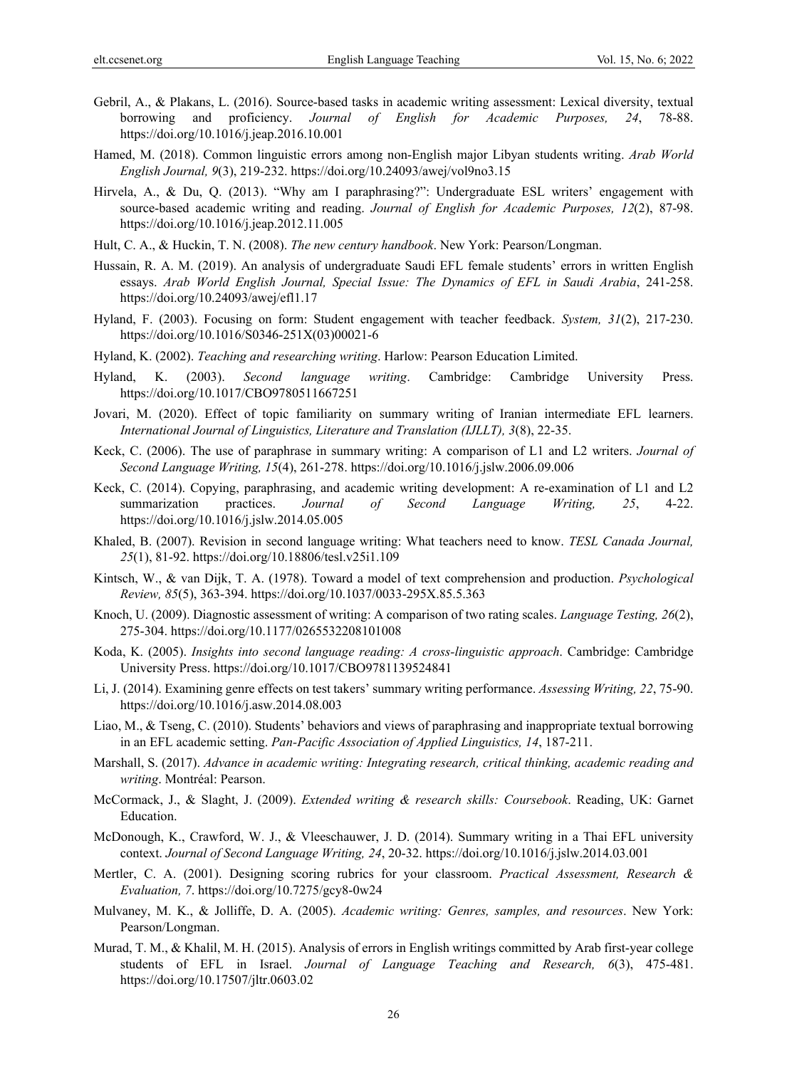Gebril, A., & Plakans, L. (2016). Source-based tasks in academic writing assessment: Lexical diversity, textual borrowing and proficiency. *Journal of English for Academic Purposes, 24*, 78-88. https://doi.org/10.1016/j.jeap.2016.10.001

Hamed, M. (2018). Common linguistic errors among non-English major Libyan students writing. *Arab World English Journal, 9*(3), 219-232. https://doi.org/10.24093/awej/vol9no3.15

Hirvela, A., & Du, Q. (2013). "Why am I paraphrasing?": Undergraduate ESL writers' engagement with source-based academic writing and reading. *Journal of English for Academic Purposes, 12*(2), 87-98. https://doi.org/10.1016/j.jeap.2012.11.005

Hult, C. A., & Huckin, T. N. (2008). *The new century handbook*. New York: Pearson/Longman.

Hussain, R. A. M. (2019). An analysis of undergraduate Saudi EFL female students' errors in written English essays. *Arab World English Journal, Special Issue: The Dynamics of EFL in Saudi Arabia*, 241-258. https://doi.org/10.24093/awej/efl1.17

Hyland, F. (2003). Focusing on form: Student engagement with teacher feedback. *System, 31*(2), 217-230. https://doi.org/10.1016/S0346-251X(03)00021-6

Hyland, K. (2002). *Teaching and researching writing*. Harlow: Pearson Education Limited.

Hyland, K. (2003). *Second language writing*. Cambridge: Cambridge University Press. https://doi.org/10.1017/CBO9780511667251

Jovari, M. (2020). Effect of topic familiarity on summary writing of Iranian intermediate EFL learners. *International Journal of Linguistics, Literature and Translation (IJLLT), 3*(8), 22-35.

Keck, C. (2006). The use of paraphrase in summary writing: A comparison of L1 and L2 writers. *Journal of Second Language Writing, 15*(4), 261-278. https://doi.org/10.1016/j.jslw.2006.09.006

Keck, C. (2014). Copying, paraphrasing, and academic writing development: A re-examination of L1 and L2 summarization practices. *Journal of Second Language Writing, 25*, 4-22. https://doi.org/10.1016/j.jslw.2014.05.005

Khaled, B. (2007). Revision in second language writing: What teachers need to know. *TESL Canada Journal, 25*(1), 81-92. https://doi.org/10.18806/tesl.v25i1.109

Kintsch, W., & van Dijk, T. A. (1978). Toward a model of text comprehension and production. *Psychological Review, 85*(5), 363-394. https://doi.org/10.1037/0033-295X.85.5.363

Knoch, U. (2009). Diagnostic assessment of writing: A comparison of two rating scales. *Language Testing, 26*(2), 275-304. https://doi.org/10.1177/0265532208101008

Koda, K. (2005). *Insights into second language reading: A cross-linguistic approach*. Cambridge: Cambridge University Press. https://doi.org/10.1017/CBO9781139524841

Li, J. (2014). Examining genre effects on test takers' summary writing performance. *Assessing Writing, 22*, 75-90. https://doi.org/10.1016/j.asw.2014.08.003

Liao, M., & Tseng, C. (2010). Students' behaviors and views of paraphrasing and inappropriate textual borrowing in an EFL academic setting. *Pan-Pacific Association of Applied Linguistics, 14*, 187-211.

Marshall, S. (2017). *Advance in academic writing: Integrating research, critical thinking, academic reading and writing*. Montréal: Pearson.

McCormack, J., & Slaght, J. (2009). *Extended writing & research skills: Coursebook*. Reading, UK: Garnet Education.

McDonough, K., Crawford, W. J., & Vleeschauwer, J. D. (2014). Summary writing in a Thai EFL university context. *Journal of Second Language Writing, 24*, 20-32. https://doi.org/10.1016/j.jslw.2014.03.001

Mertler, C. A. (2001). Designing scoring rubrics for your classroom. *Practical Assessment, Research & Evaluation, 7*. https://doi.org/10.7275/gcy8-0w24

Mulvaney, M. K., & Jolliffe, D. A. (2005). *Academic writing: Genres, samples, and resources*. New York: Pearson/Longman.

Murad, T. M., & Khalil, M. H. (2015). Analysis of errors in English writings committed by Arab first-year college students of EFL in Israel. *Journal of Language Teaching and Research, 6*(3), 475-481. https://doi.org/10.17507/jltr.0603.02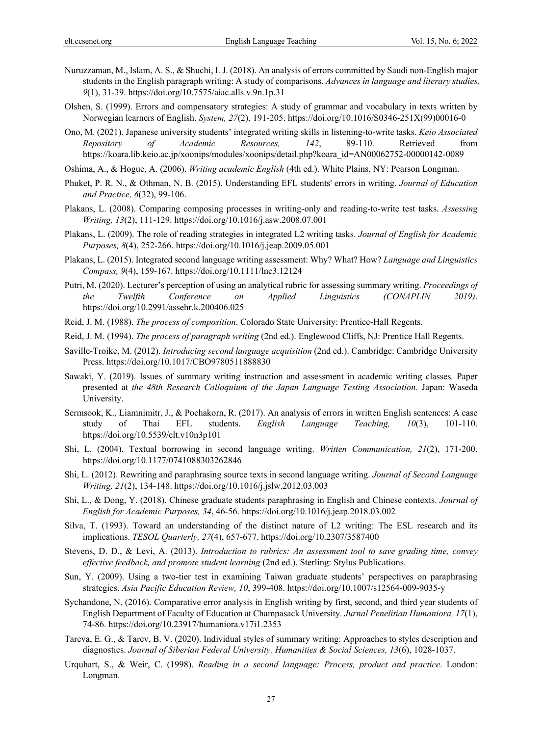Nuruzzaman, M., Islam, A. S., & Shuchi, I. J. (2018). An analysis of errors committed by Saudi non-English major students in the English paragraph writing: A study of comparisons. *Advances in language and literary studies, 9*(1), 31-39. https://doi.org/10.7575/aiac.alls.v.9n.1p.31

Olshen, S. (1999). Errors and compensatory strategies: A study of grammar and vocabulary in texts written by Norwegian learners of English. *System, 27*(2), 191-205. https://doi.org/10.1016/S0346-251X(99)00016-0

Ono, M. (2021). Japanese university students' integrated writing skills in listening-to-write tasks. *Keio Associated Repository of Academic Resources, 142*, 89-110. Retrieved from https://koara.lib.keio.ac.jp/xoonips/modules/xoonips/detail.php?koara_id=AN00062752-00000142-0089

Oshima, A., & Hogue, A. (2006). *Writing academic English* (4th ed.). White Plains, NY: Pearson Longman.

Phuket, P. R. N., & Othman, N. B. (2015). Understanding EFL students' errors in writing. *Journal of Education and Practice, 6*(32), 99-106.

Plakans, L. (2008). Comparing composing processes in writing-only and reading-to-write test tasks. *Assessing Writing, 13*(2), 111-129. https://doi.org/10.1016/j.asw.2008.07.001

Plakans, L. (2009). The role of reading strategies in integrated L2 writing tasks. *Journal of English for Academic Purposes, 8*(4), 252-266. https://doi.org/10.1016/j.jeap.2009.05.001

Plakans, L. (2015). Integrated second language writing assessment: Why? What? How? *Language and Linguistics Compass, 9*(4), 159-167. https://doi.org/10.1111/lnc3.12124

Putri, M. (2020). Lecturer's perception of using an analytical rubric for assessing summary writing. *Proceedings of the Twelfth Conference on Applied Linguistics (CONAPLIN 2019)*. https://doi.org/10.2991/assehr.k.200406.025

Reid, J. M. (1988). *The process of composition*. Colorado State University: Prentice-Hall Regents.

Reid, J. M. (1994). *The process of paragraph writing* (2nd ed.). Englewood Cliffs, NJ: Prentice Hall Regents.

Saville-Troike, M. (2012). *Introducing second language acquisition* (2nd ed.). Cambridge: Cambridge University Press. https://doi.org/10.1017/CBO9780511888830

Sawaki, Y. (2019). Issues of summary writing instruction and assessment in academic writing classes. Paper presented at *the 48th Research Colloquium of the Japan Language Testing Association*. Japan: Waseda University.

Sermsook, K., Liamnimitr, J., & Pochakorn, R. (2017). An analysis of errors in written English sentences: A case study of Thai EFL students. *English Language Teaching, 10*(3), 101-110. https://doi.org/10.5539/elt.v10n3p101

Shi, L. (2004). Textual borrowing in second language writing. *Written Communication, 21*(2), 171-200. https://doi.org/10.1177/0741088303262846

Shi, L. (2012). Rewriting and paraphrasing source texts in second language writing. *Journal of Second Language Writing, 21*(2), 134-148. https://doi.org/10.1016/j.jslw.2012.03.003

Shi, L., & Dong, Y. (2018). Chinese graduate students paraphrasing in English and Chinese contexts. *Journal of English for Academic Purposes, 34*, 46-56. https://doi.org/10.1016/j.jeap.2018.03.002

Silva, T. (1993). Toward an understanding of the distinct nature of L2 writing: The ESL research and its implications. *TESOL Quarterly, 27*(4), 657-677. https://doi.org/10.2307/3587400

Stevens, D. D., & Levi, A. (2013). *Introduction to rubrics: An assessment tool to save grading time, convey effective feedback, and promote student learning* (2nd ed.). Sterling: Stylus Publications.

Sun, Y. (2009). Using a two-tier test in examining Taiwan graduate students' perspectives on paraphrasing strategies. *Asia Pacific Education Review, 10*, 399-408. https://doi.org/10.1007/s12564-009-9035-y

Sychandone, N. (2016). Comparative error analysis in English writing by first, second, and third year students of English Department of Faculty of Education at Champasack University. *Jurnal Penelitian Humaniora, 17*(1), 74-86. https://doi.org/10.23917/humaniora.v17i1.2353

Tareva, E. G., & Tarev, B. V. (2020). Individual styles of summary writing: Approaches to styles description and diagnostics. *Journal of Siberian Federal University. Humanities & Social Sciences, 13*(6), 1028-1037.

Urquhart, S., & Weir, C. (1998). *Reading in a second language: Process, product and practice*. London: Longman.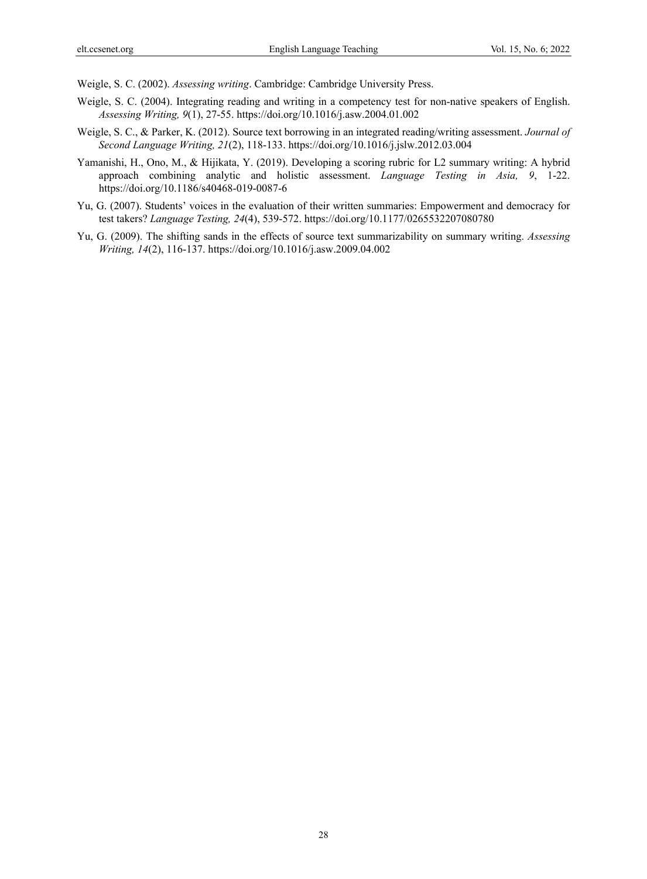Weigle, S. C. (2002). *Assessing writing*. Cambridge: Cambridge University Press.

Weigle, S. C. (2004). Integrating reading and writing in a competency test for non-native speakers of English. *Assessing Writing, 9*(1), 27-55. https://doi.org/10.1016/j.asw.2004.01.002

Weigle, S. C., & Parker, K. (2012). Source text borrowing in an integrated reading/writing assessment. *Journal of Second Language Writing, 21*(2), 118-133. https://doi.org/10.1016/j.jslw.2012.03.004

Yamanishi, H., Ono, M., & Hijikata, Y. (2019). Developing a scoring rubric for L2 summary writing: A hybrid approach combining analytic and holistic assessment. *Language Testing in Asia, 9*, 1-22. https://doi.org/10.1186/s40468-019-0087-6

Yu, G. (2007). Students' voices in the evaluation of their written summaries: Empowerment and democracy for test takers? *Language Testing, 24*(4), 539-572. https://doi.org/10.1177/0265532207080780

Yu, G. (2009). The shifting sands in the effects of source text summarizability on summary writing. *Assessing Writing, 14*(2), 116-137. https://doi.org/10.1016/j.asw.2009.04.002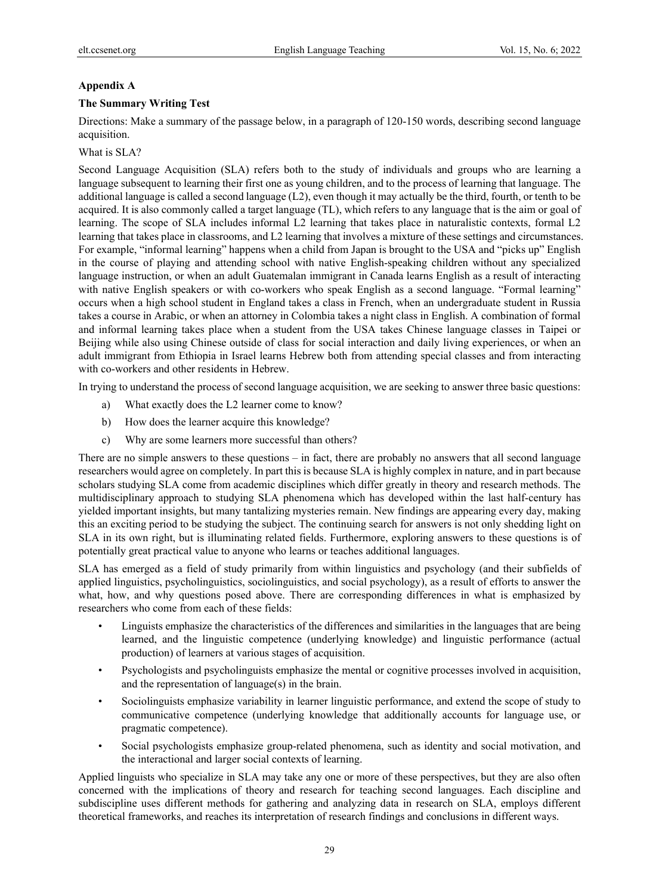**Appendix A**

**The Summary Writing Test**

Directions: Make a summary of the passage below, in a paragraph of 120-150 words, describing second language acquisition.

What is SLA?

Second Language Acquisition (SLA) refers both to the study of individuals and groups who are learning a language subsequent to learning their first one as young children, and to the process of learning that language. The additional language is called a second language (L2), even though it may actually be the third, fourth, or tenth to be acquired. It is also commonly called a target language (TL), which refers to any language that is the aim or goal of learning. The scope of SLA includes informal L2 learning that takes place in naturalistic contexts, formal L2 learning that takes place in classrooms, and L2 learning that involves a mixture of these settings and circumstances. For example, "informal learning" happens when a child from Japan is brought to the USA and "picks up" English in the course of playing and attending school with native English-speaking children without any specialized language instruction, or when an adult Guatemalan immigrant in Canada learns English as a result of interacting with native English speakers or with co-workers who speak English as a second language. "Formal learning" occurs when a high school student in England takes a class in French, when an undergraduate student in Russia takes a course in Arabic, or when an attorney in Colombia takes a night class in English. A combination of formal and informal learning takes place when a student from the USA takes Chinese language classes in Taipei or Beijing while also using Chinese outside of class for social interaction and daily living experiences, or when an adult immigrant from Ethiopia in Israel learns Hebrew both from attending special classes and from interacting with co-workers and other residents in Hebrew.

In trying to understand the process of second language acquisition, we are seeking to answer three basic questions:

a) What exactly does the L2 learner come to know?

b) How does the learner acquire this knowledge?

c) Why are some learners more successful than others?

There are no simple answers to these questions – in fact, there are probably no answers that all second language researchers would agree on completely. In part this is because SLA is highly complex in nature, and in part because scholars studying SLA come from academic disciplines which differ greatly in theory and research methods. The multidisciplinary approach to studying SLA phenomena which has developed within the last half-century has yielded important insights, but many tantalizing mysteries remain. New findings are appearing every day, making this an exciting period to be studying the subject. The continuing search for answers is not only shedding light on SLA in its own right, but is illuminating related fields. Furthermore, exploring answers to these questions is of potentially great practical value to anyone who learns or teaches additional languages.

SLA has emerged as a field of study primarily from within linguistics and psychology (and their subfields of applied linguistics, psycholinguistics, sociolinguistics, and social psychology), as a result of efforts to answer the what, how, and why questions posed above. There are corresponding differences in what is emphasized by researchers who come from each of these fields:

- Linguists emphasize the characteristics of the differences and similarities in the languages that are being learned, and the linguistic competence (underlying knowledge) and linguistic performance (actual production) of learners at various stages of acquisition.
- Psychologists and psycholinguists emphasize the mental or cognitive processes involved in acquisition, and the representation of language(s) in the brain.
- Sociolinguists emphasize variability in learner linguistic performance, and extend the scope of study to communicative competence (underlying knowledge that additionally accounts for language use, or pragmatic competence).
- Social psychologists emphasize group-related phenomena, such as identity and social motivation, and the interactional and larger social contexts of learning.

Applied linguists who specialize in SLA may take any one or more of these perspectives, but they are also often concerned with the implications of theory and research for teaching second languages. Each discipline and subdiscipline uses different methods for gathering and analyzing data in research on SLA, employs different theoretical frameworks, and reaches its interpretation of research findings and conclusions in different ways.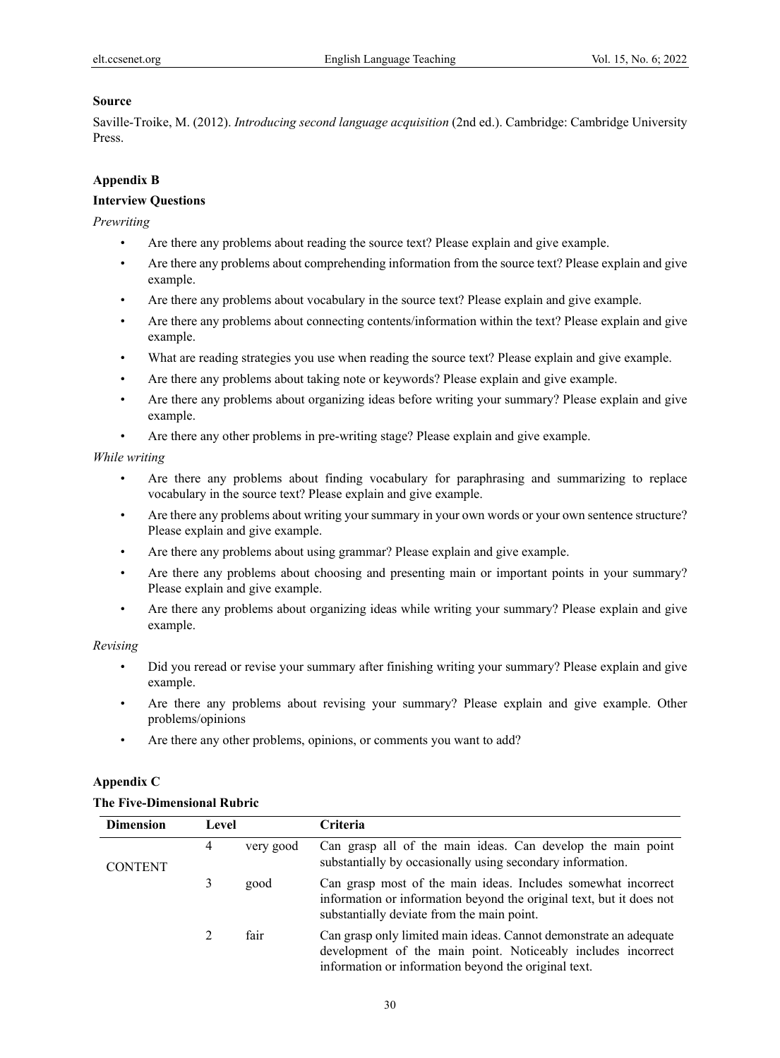**Source**

Saville-Troike, M. (2012). *Introducing second language acquisition* (2nd ed.). Cambridge: Cambridge University Press.

## Appendix B

### Interview Questions

*Prewriting*

- Are there any problems about reading the source text? Please explain and give example.
- Are there any problems about comprehending information from the source text? Please explain and give example.
- Are there any problems about vocabulary in the source text? Please explain and give example.
- Are there any problems about connecting contents/information within the text? Please explain and give example.
- What are reading strategies you use when reading the source text? Please explain and give example.
- Are there any problems about taking note or keywords? Please explain and give example.
- Are there any problems about organizing ideas before writing your summary? Please explain and give example.
- Are there any other problems in pre-writing stage? Please explain and give example.

*While writing*

- Are there any problems about finding vocabulary for paraphrasing and summarizing to replace vocabulary in the source text? Please explain and give example.
- Are there any problems about writing your summary in your own words or your own sentence structure? Please explain and give example.
- Are there any problems about using grammar? Please explain and give example.
- Are there any problems about choosing and presenting main or important points in your summary? Please explain and give example.
- Are there any problems about organizing ideas while writing your summary? Please explain and give example.

*Revising*

- Did you reread or revise your summary after finishing writing your summary? Please explain and give example.
- Are there any problems about revising your summary? Please explain and give example. Other problems/opinions
- Are there any other problems, opinions, or comments you want to add?

## Appendix C

### The Five-Dimensional Rubric

| Dimension | Level | | Criteria |
|---|---|---|---|
| CONTENT | 4 | very good | Can grasp all of the main ideas. Can develop the main point substantially by occasionally using secondary information. |
| | 3 | good | Can grasp most of the main ideas. Includes somewhat incorrect information or information beyond the original text, but it does not substantially deviate from the main point. |
| | 2 | fair | Can grasp only limited main ideas. Cannot demonstrate an adequate development of the main point. Noticeably includes incorrect information or information beyond the original text. |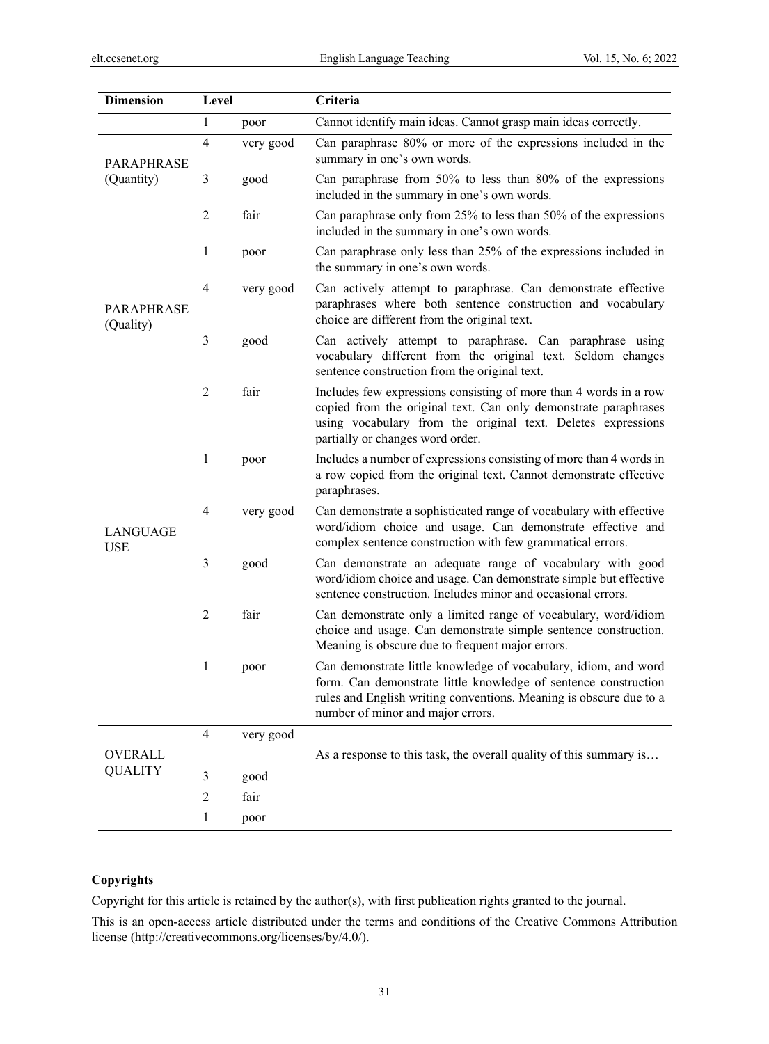| Dimension | Level | | Criteria |
|---|---|---|---|
| | 1 | poor | Cannot identify main ideas. Cannot grasp main ideas correctly. |
| PARAPHRASE (Quantity) | 4 | very good | Can paraphrase 80% or more of the expressions included in the summary in one's own words. |
| | 3 | good | Can paraphrase from 50% to less than 80% of the expressions included in the summary in one's own words. |
| | 2 | fair | Can paraphrase only from 25% to less than 50% of the expressions included in the summary in one's own words. |
| | 1 | poor | Can paraphrase only less than 25% of the expressions included in the summary in one's own words. |
| PARAPHRASE (Quality) | 4 | very good | Can actively attempt to paraphrase. Can demonstrate effective paraphrases where both sentence construction and vocabulary choice are different from the original text. |
| | 3 | good | Can actively attempt to paraphrase. Can paraphrase using vocabulary different from the original text. Seldom changes sentence construction from the original text. |
| | 2 | fair | Includes few expressions consisting of more than 4 words in a row copied from the original text. Can only demonstrate paraphrases using vocabulary from the original text. Deletes expressions partially or changes word order. |
| | 1 | poor | Includes a number of expressions consisting of more than 4 words in a row copied from the original text. Cannot demonstrate effective paraphrases. |
| LANGUAGE USE | 4 | very good | Can demonstrate a sophisticated range of vocabulary with effective word/idiom choice and usage. Can demonstrate effective and complex sentence construction with few grammatical errors. |
| | 3 | good | Can demonstrate an adequate range of vocabulary with good word/idiom choice and usage. Can demonstrate simple but effective sentence construction. Includes minor and occasional errors. |
| | 2 | fair | Can demonstrate only a limited range of vocabulary, word/idiom choice and usage. Can demonstrate simple sentence construction. Meaning is obscure due to frequent major errors. |
| | 1 | poor | Can demonstrate little knowledge of vocabulary, idiom, and word form. Can demonstrate little knowledge of sentence construction rules and English writing conventions. Meaning is obscure due to a number of minor and major errors. |
| OVERALL QUALITY | 4 | very good | As a response to this task, the overall quality of this summary is… |
| | 3 | good | |
| | 2 | fair | |
| | 1 | poor | |

## Copyrights

Copyright for this article is retained by the author(s), with first publication rights granted to the journal.

This is an open-access article distributed under the terms and conditions of the Creative Commons Attribution license (http://creativecommons.org/licenses/by/4.0/).